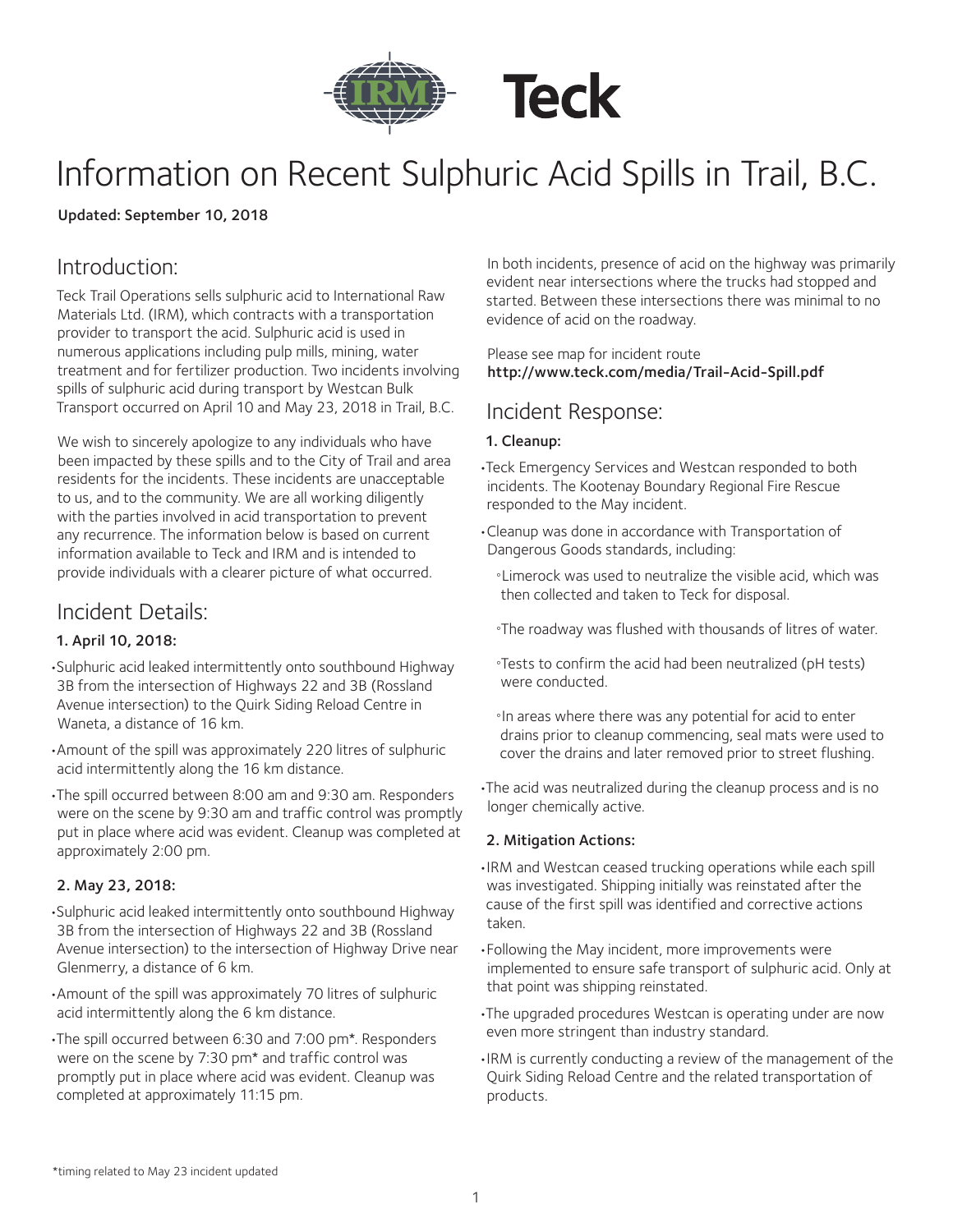# Information on Recent Sulphuric Acid Spills in Trail, B.C.

**Updated: September 10, 2018**

## Introduction:

Teck Trail Operations sells sulphuric acid to International Raw Materials Ltd. (IRM), which contracts with a transportation provider to transport the acid. Sulphuric acid is used in numerous applications including pulp mills, mining, water treatment and for fertilizer production. Two incidents involving spills of sulphuric acid during transport by Westcan Bulk Transport occurred on April 10 and May 23, 2018 in Trail, B.C.

We wish to sincerely apologize to any individuals who have been impacted by these spills and to the City of Trail and area residents for the incidents. These incidents are unacceptable to us, and to the community. We are all working diligently with the parties involved in acid transportation to prevent any recurrence. The information below is based on current information available to Teck and IRM and is intended to provide individuals with a clearer picture of what occurred.

## Incident Details:

### 1. April 10, 2018:

- Sulphuric acid leaked intermittently onto southbound Highway 3B from the intersection of Highways 22 and 3B (Rossland Avenue intersection) to the Quirk Siding Reload Centre in Waneta, a distance of 16 km.
- Amount of the spill was approximately 220 litres of sulphuric acid intermittently along the 16 km distance.
- The spill occurred between 8:00 am and 9:30 am. Responders were on the scene by 9:30 am and traffic control was promptly put in place where acid was evident. Cleanup was completed at approximately 2:00 pm.

### 2. May 23, 2018:

- Sulphuric acid leaked intermittently onto southbound Highway 3B from the intersection of Highways 22 and 3B (Rossland Avenue intersection) to the intersection of Highway Drive near Glenmerry, a distance of 6 km.
- Amount of the spill was approximately 70 litres of sulphuric acid intermittently along the 6 km distance.
- The spill occurred between 6:30 and 7:00 pm*. Responders were on the scene by 7:30 pm* and traffic control was promptly put in place where acid was evident. Cleanup was completed at approximately 11:15 pm.

In both incidents, presence of acid on the highway was primarily evident near intersections where the trucks had stopped and started. Between these intersections there was minimal to no evidence of acid on the roadway.

Please see map for incident route
**http://www.teck.com/media/Trail-Acid-Spill.pdf**

## Incident Response:

### 1. Cleanup:

- Teck Emergency Services and Westcan responded to both incidents. The Kootenay Boundary Regional Fire Rescue responded to the May incident.
- Cleanup was done in accordance with Transportation of Dangerous Goods standards, including:
  - Limerock was used to neutralize the visible acid, which was then collected and taken to Teck for disposal.
  - The roadway was flushed with thousands of litres of water.
  - Tests to confirm the acid had been neutralized (pH tests) were conducted.
  - In areas where there was any potential for acid to enter drains prior to cleanup commencing, seal mats were used to cover the drains and later removed prior to street flushing.
- The acid was neutralized during the cleanup process and is no longer chemically active.

### 2. Mitigation Actions:

- IRM and Westcan ceased trucking operations while each spill was investigated. Shipping initially was reinstated after the cause of the first spill was identified and corrective actions taken.
- Following the May incident, more improvements were implemented to ensure safe transport of sulphuric acid. Only at that point was shipping reinstated.
- The upgraded procedures Westcan is operating under are now even more stringent than industry standard.
- IRM is currently conducting a review of the management of the Quirk Siding Reload Centre and the related transportation of products.

*timing related to May 23 incident updated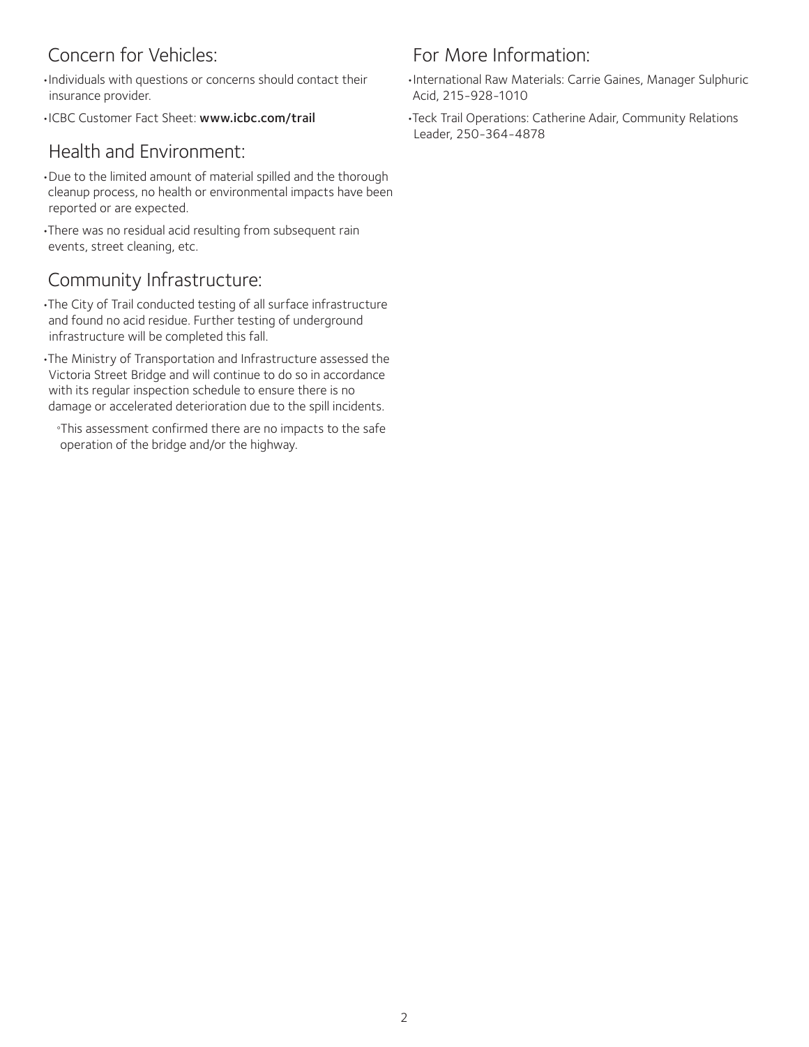## Concern for Vehicles:

- Individuals with questions or concerns should contact their insurance provider.
- ICBC Customer Fact Sheet: **www.icbc.com/trail**

## Health and Environment:

- Due to the limited amount of material spilled and the thorough cleanup process, no health or environmental impacts have been reported or are expected.
- There was no residual acid resulting from subsequent rain events, street cleaning, etc.

## Community Infrastructure:

- The City of Trail conducted testing of all surface infrastructure and found no acid residue. Further testing of underground infrastructure will be completed this fall.
- The Ministry of Transportation and Infrastructure assessed the Victoria Street Bridge and will continue to do so in accordance with its regular inspection schedule to ensure there is no damage or accelerated deterioration due to the spill incidents.
  - This assessment confirmed there are no impacts to the safe operation of the bridge and/or the highway.

## For More Information:

- International Raw Materials: Carrie Gaines, Manager Sulphuric Acid, 215-928-1010
- Teck Trail Operations: Catherine Adair, Community Relations Leader, 250-364-4878